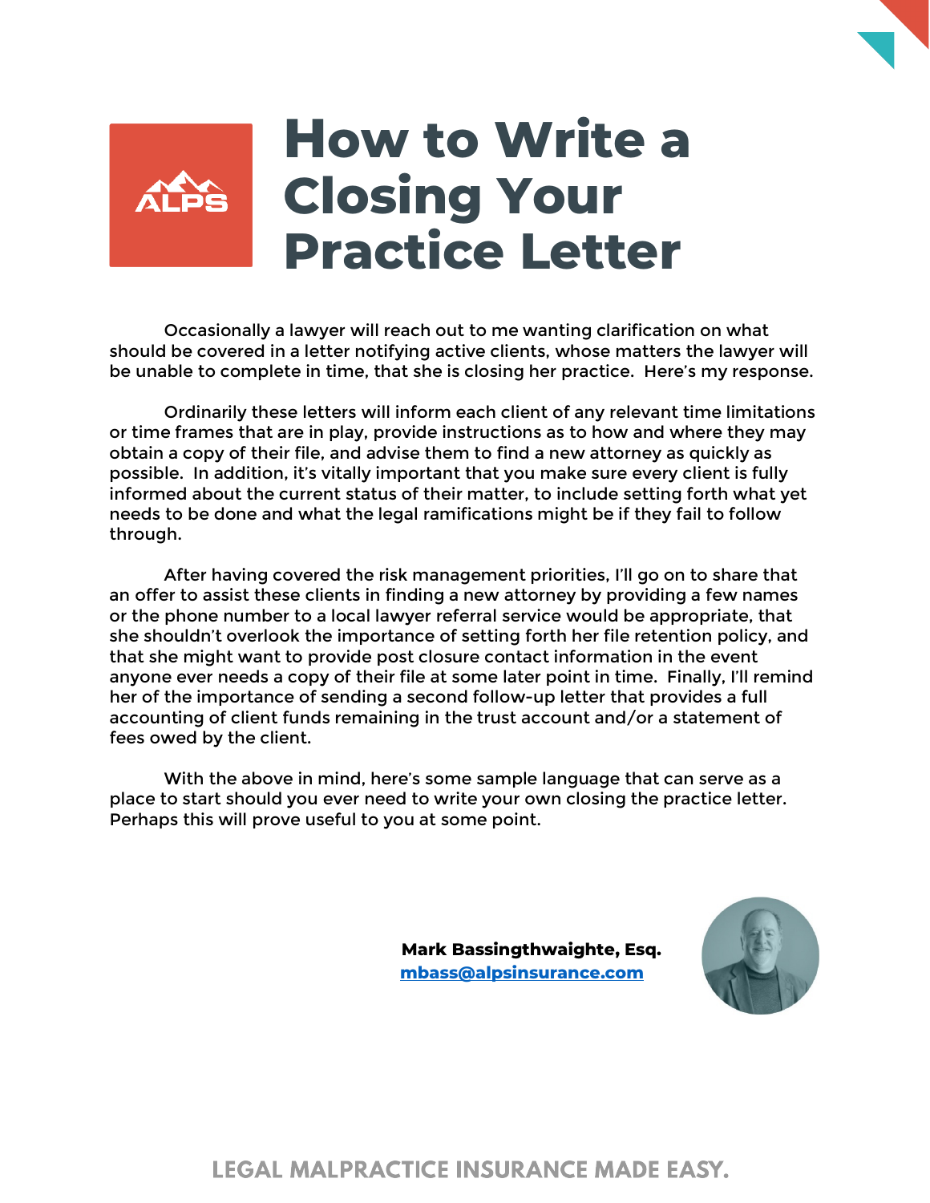# How to Write a Closing Your Practice Letter

Occasionally a lawyer will reach out to me wanting clarification on what should be covered in a letter notifying active clients, whose matters the lawyer will be unable to complete in time, that she is closing her practice. Here's my response.

Ordinarily these letters will inform each client of any relevant time limitations or time frames that are in play, provide instructions as to how and where they may obtain a copy of their file, and advise them to find a new attorney as quickly as possible. In addition, it's vitally important that you make sure every client is fully informed about the current status of their matter, to include setting forth what yet needs to be done and what the legal ramifications might be if they fail to follow through.

After having covered the risk management priorities, I'll go on to share that an offer to assist these clients in finding a new attorney by providing a few names or the phone number to a local lawyer referral service would be appropriate, that she shouldn't overlook the importance of setting forth her file retention policy, and that she might want to provide post closure contact information in the event anyone ever needs a copy of their file at some later point in time. Finally, I'll remind her of the importance of sending a second follow-up letter that provides a full accounting of client funds remaining in the trust account and/or a statement of fees owed by the client.

With the above in mind, here's some sample language that can serve as a place to start should you ever need to write your own closing the practice letter. Perhaps this will prove useful to you at some point.

**Mark Bassingthwaighte, Esq.**
**mbass@alpsinsurance.com**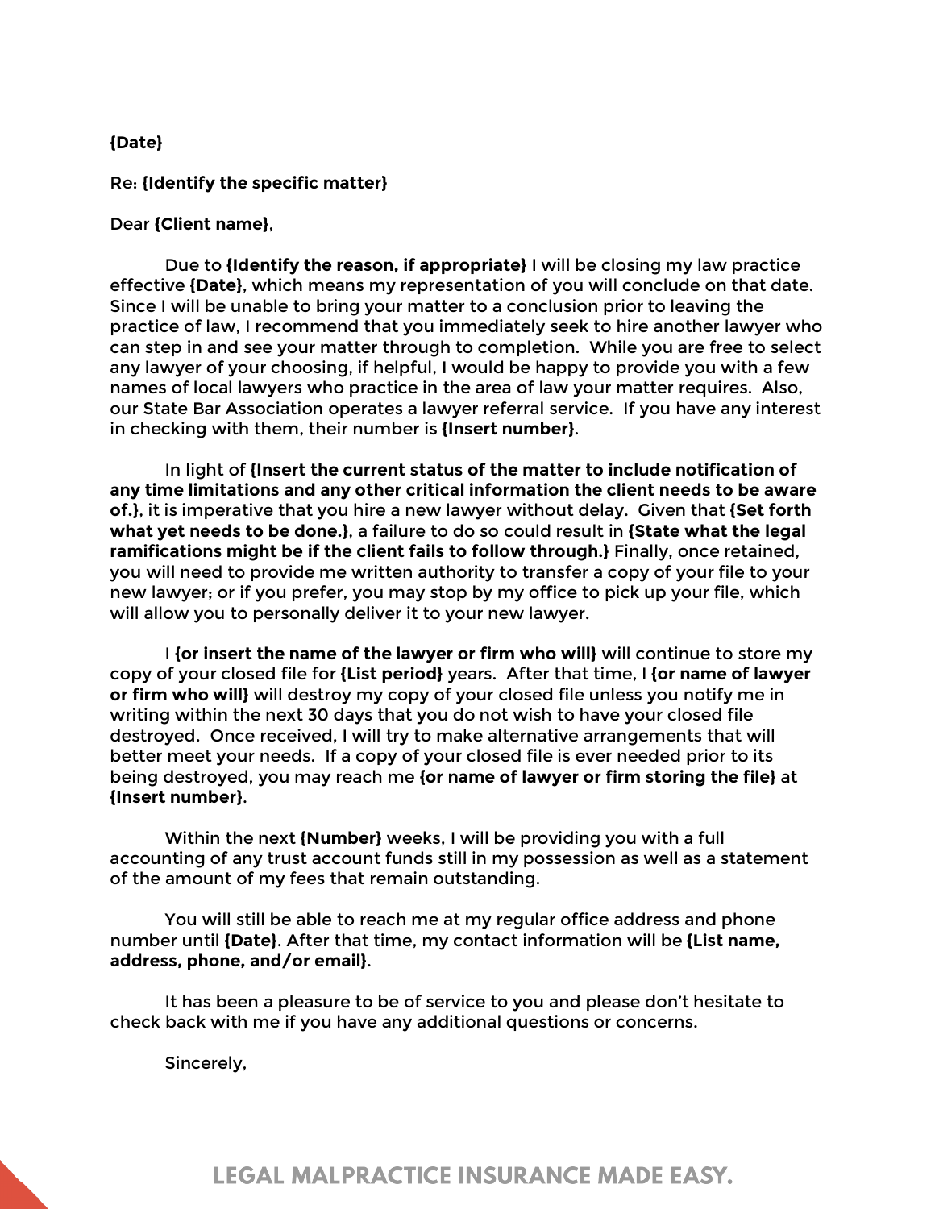**{Date}**

Re: **{Identify the specific matter}**

Dear **{Client name}**,

Due to **{Identify the reason, if appropriate}** I will be closing my law practice effective **{Date}**, which means my representation of you will conclude on that date. Since I will be unable to bring your matter to a conclusion prior to leaving the practice of law, I recommend that you immediately seek to hire another lawyer who can step in and see your matter through to completion. While you are free to select any lawyer of your choosing, if helpful, I would be happy to provide you with a few names of local lawyers who practice in the area of law your matter requires. Also, our State Bar Association operates a lawyer referral service. If you have any interest in checking with them, their number is **{Insert number}**.

In light of **{Insert the current status of the matter to include notification of any time limitations and any other critical information the client needs to be aware of.}**, it is imperative that you hire a new lawyer without delay. Given that **{Set forth what yet needs to be done.}**, a failure to do so could result in **{State what the legal ramifications might be if the client fails to follow through.}** Finally, once retained, you will need to provide me written authority to transfer a copy of your file to your new lawyer; or if you prefer, you may stop by my office to pick up your file, which will allow you to personally deliver it to your new lawyer.

I **{or insert the name of the lawyer or firm who will}** will continue to store my copy of your closed file for **{List period}** years. After that time, I **{or name of lawyer or firm who will}** will destroy my copy of your closed file unless you notify me in writing within the next 30 days that you do not wish to have your closed file destroyed. Once received, I will try to make alternative arrangements that will better meet your needs. If a copy of your closed file is ever needed prior to its being destroyed, you may reach me **{or name of lawyer or firm storing the file}** at **{Insert number}**.

Within the next **{Number}** weeks, I will be providing you with a full accounting of any trust account funds still in my possession as well as a statement of the amount of my fees that remain outstanding.

You will still be able to reach me at my regular office address and phone number until **{Date}**. After that time, my contact information will be **{List name, address, phone, and/or email}**.

It has been a pleasure to be of service to you and please don't hesitate to check back with me if you have any additional questions or concerns.

Sincerely,